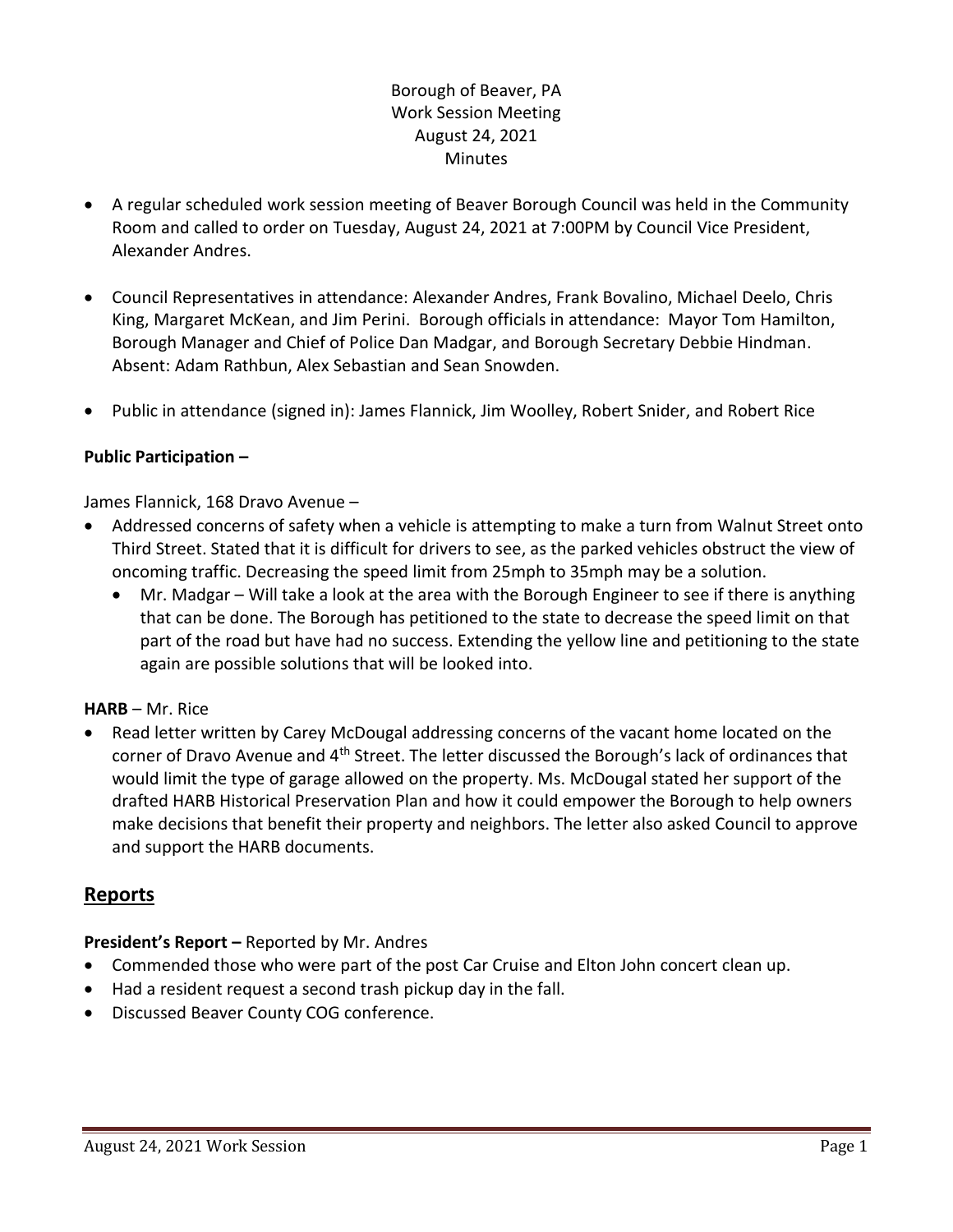Borough of Beaver, PA
Work Session Meeting
August 24, 2021
Minutes

- A regular scheduled work session meeting of Beaver Borough Council was held in the Community Room and called to order on Tuesday, August 24, 2021 at 7:00PM by Council Vice President, Alexander Andres.
- Council Representatives in attendance: Alexander Andres, Frank Bovalino, Michael Deelo, Chris King, Margaret McKean, and Jim Perini. Borough officials in attendance: Mayor Tom Hamilton, Borough Manager and Chief of Police Dan Madgar, and Borough Secretary Debbie Hindman. Absent: Adam Rathbun, Alex Sebastian and Sean Snowden.
- Public in attendance (signed in): James Flannick, Jim Woolley, Robert Snider, and Robert Rice

**Public Participation –**

James Flannick, 168 Dravo Avenue –

- Addressed concerns of safety when a vehicle is attempting to make a turn from Walnut Street onto Third Street. Stated that it is difficult for drivers to see, as the parked vehicles obstruct the view of oncoming traffic. Decreasing the speed limit from 25mph to 35mph may be a solution.
  - Mr. Madgar – Will take a look at the area with the Borough Engineer to see if there is anything that can be done. The Borough has petitioned to the state to decrease the speed limit on that part of the road but have had no success. Extending the yellow line and petitioning to the state again are possible solutions that will be looked into.

**HARB** – Mr. Rice

- Read letter written by Carey McDougal addressing concerns of the vacant home located on the corner of Dravo Avenue and 4th Street. The letter discussed the Borough's lack of ordinances that would limit the type of garage allowed on the property. Ms. McDougal stated her support of the drafted HARB Historical Preservation Plan and how it could empower the Borough to help owners make decisions that benefit their property and neighbors. The letter also asked Council to approve and support the HARB documents.

## Reports

**President's Report –** Reported by Mr. Andres

- Commended those who were part of the post Car Cruise and Elton John concert clean up.
- Had a resident request a second trash pickup day in the fall.
- Discussed Beaver County COG conference.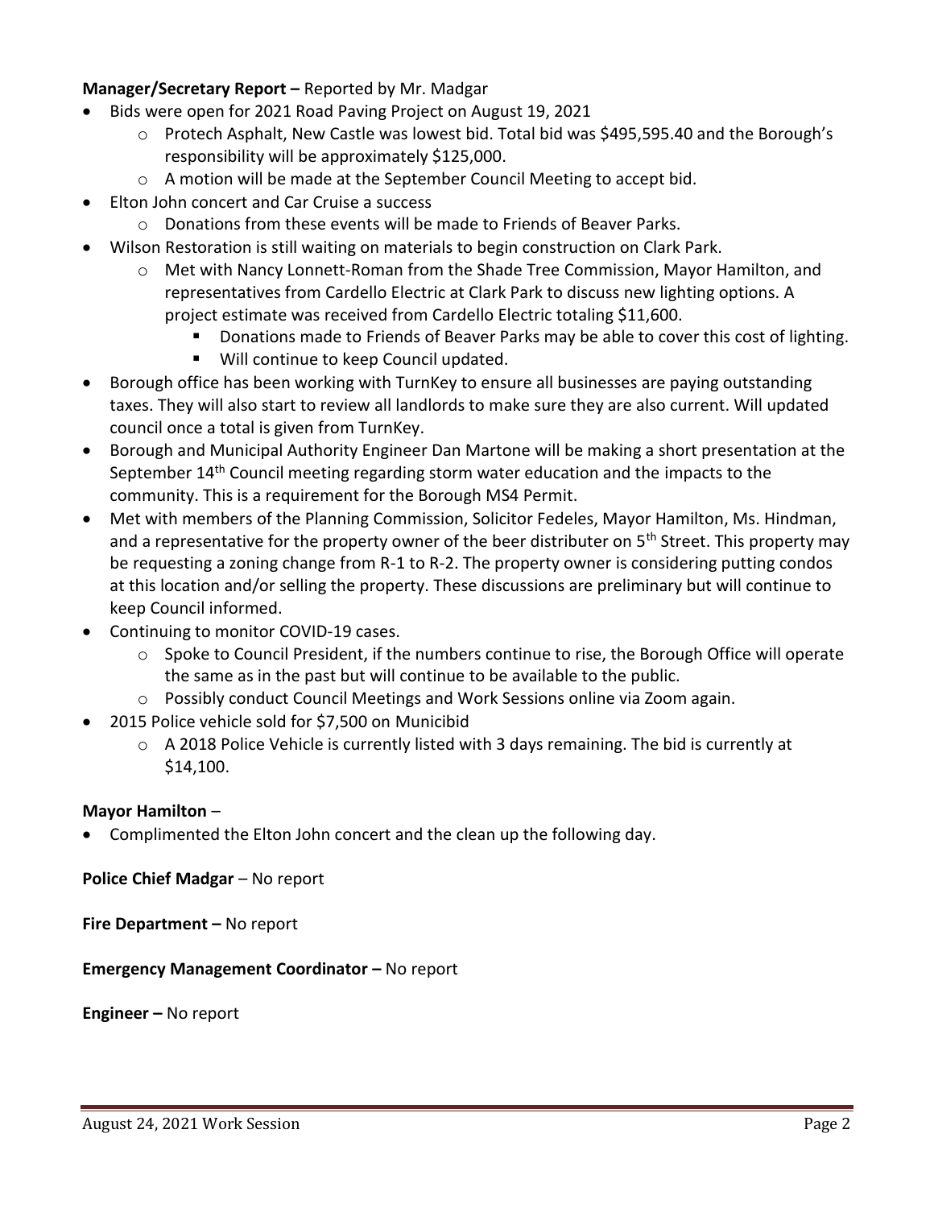**Manager/Secretary Report –** Reported by Mr. Madgar

- Bids were open for 2021 Road Paving Project on August 19, 2021
    - Protech Asphalt, New Castle was lowest bid. Total bid was $495,595.40 and the Borough's responsibility will be approximately $125,000.
    - A motion will be made at the September Council Meeting to accept bid.
- Elton John concert and Car Cruise a success
    - Donations from these events will be made to Friends of Beaver Parks.
- Wilson Restoration is still waiting on materials to begin construction on Clark Park.
    - Met with Nancy Lonnett-Roman from the Shade Tree Commission, Mayor Hamilton, and representatives from Cardello Electric at Clark Park to discuss new lighting options. A project estimate was received from Cardello Electric totaling $11,600.
        - Donations made to Friends of Beaver Parks may be able to cover this cost of lighting.
        - Will continue to keep Council updated.
- Borough office has been working with TurnKey to ensure all businesses are paying outstanding taxes. They will also start to review all landlords to make sure they are also current. Will updated council once a total is given from TurnKey.
- Borough and Municipal Authority Engineer Dan Martone will be making a short presentation at the September 14th Council meeting regarding storm water education and the impacts to the community. This is a requirement for the Borough MS4 Permit.
- Met with members of the Planning Commission, Solicitor Fedeles, Mayor Hamilton, Ms. Hindman, and a representative for the property owner of the beer distributer on 5th Street. This property may be requesting a zoning change from R-1 to R-2. The property owner is considering putting condos at this location and/or selling the property. These discussions are preliminary but will continue to keep Council informed.
- Continuing to monitor COVID-19 cases.
    - Spoke to Council President, if the numbers continue to rise, the Borough Office will operate the same as in the past but will continue to be available to the public.
    - Possibly conduct Council Meetings and Work Sessions online via Zoom again.
- 2015 Police vehicle sold for $7,500 on Municibid
    - A 2018 Police Vehicle is currently listed with 3 days remaining. The bid is currently at $14,100.

**Mayor Hamilton** –

- Complimented the Elton John concert and the clean up the following day.

**Police Chief Madgar** – No report

**Fire Department –** No report

**Emergency Management Coordinator –** No report

**Engineer –** No report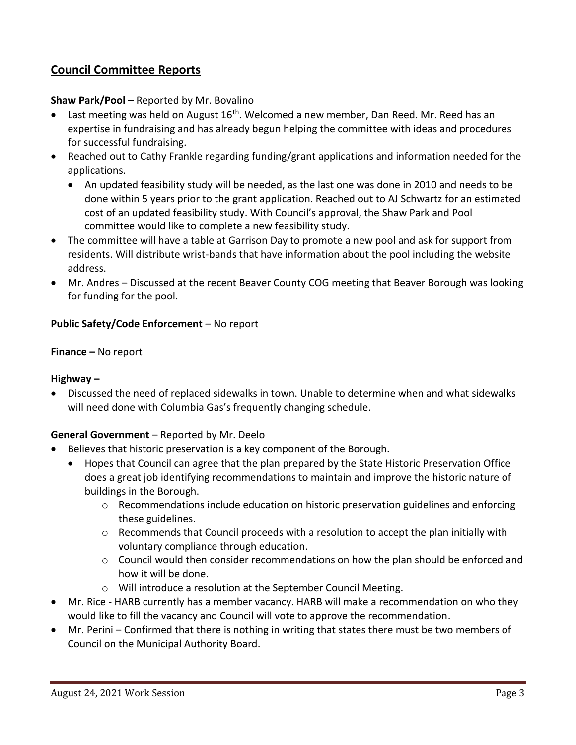## Council Committee Reports

**Shaw Park/Pool –** Reported by Mr. Bovalino

- Last meeting was held on August 16th. Welcomed a new member, Dan Reed. Mr. Reed has an expertise in fundraising and has already begun helping the committee with ideas and procedures for successful fundraising.
- Reached out to Cathy Frankle regarding funding/grant applications and information needed for the applications.
    - An updated feasibility study will be needed, as the last one was done in 2010 and needs to be done within 5 years prior to the grant application. Reached out to AJ Schwartz for an estimated cost of an updated feasibility study. With Council's approval, the Shaw Park and Pool committee would like to complete a new feasibility study.
- The committee will have a table at Garrison Day to promote a new pool and ask for support from residents. Will distribute wrist-bands that have information about the pool including the website address.
- Mr. Andres – Discussed at the recent Beaver County COG meeting that Beaver Borough was looking for funding for the pool.

**Public Safety/Code Enforcement** – No report

**Finance –** No report

**Highway –**

- Discussed the need of replaced sidewalks in town. Unable to determine when and what sidewalks will need done with Columbia Gas's frequently changing schedule.

**General Government** – Reported by Mr. Deelo

- Believes that historic preservation is a key component of the Borough.
    - Hopes that Council can agree that the plan prepared by the State Historic Preservation Office does a great job identifying recommendations to maintain and improve the historic nature of buildings in the Borough.
        - Recommendations include education on historic preservation guidelines and enforcing these guidelines.
        - Recommends that Council proceeds with a resolution to accept the plan initially with voluntary compliance through education.
        - Council would then consider recommendations on how the plan should be enforced and how it will be done.
        - Will introduce a resolution at the September Council Meeting.
- Mr. Rice - HARB currently has a member vacancy. HARB will make a recommendation on who they would like to fill the vacancy and Council will vote to approve the recommendation.
- Mr. Perini – Confirmed that there is nothing in writing that states there must be two members of Council on the Municipal Authority Board.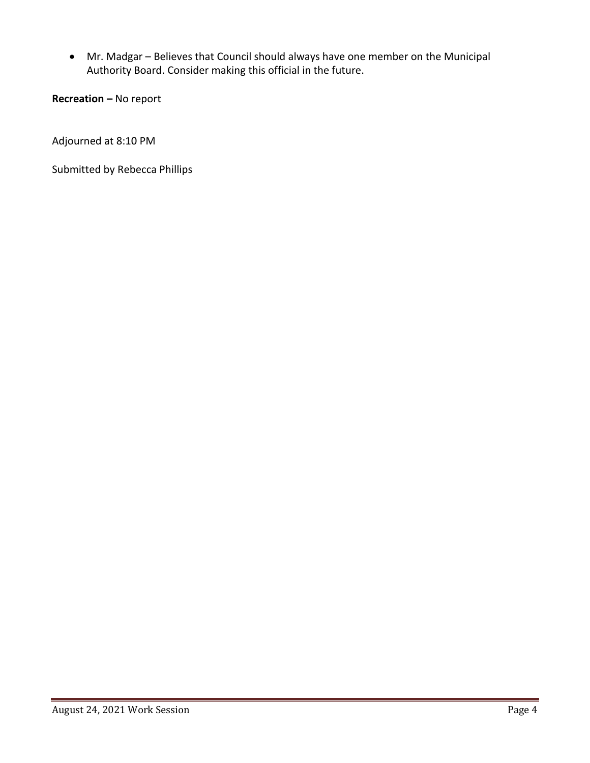- Mr. Madgar – Believes that Council should always have one member on the Municipal Authority Board. Consider making this official in the future.

**Recreation –** No report

Adjourned at 8:10 PM

Submitted by Rebecca Phillips